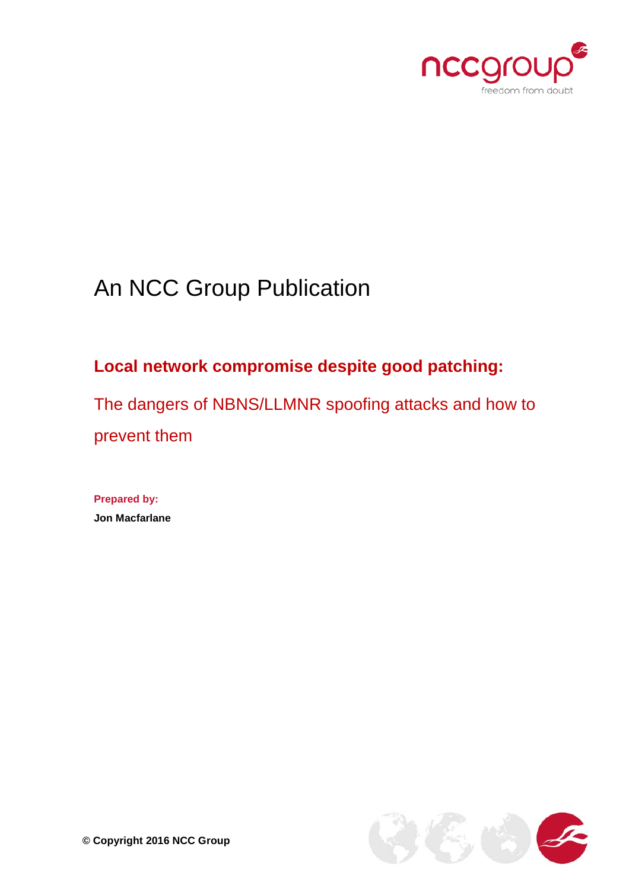An NCC Group Publication

# Local network compromise despite good patching:

## The dangers of NBNS/LLMNR spoofing attacks and how to prevent them

**Prepared by:**

**Jon Macfarlane**

**© Copyright 2016 NCC Group**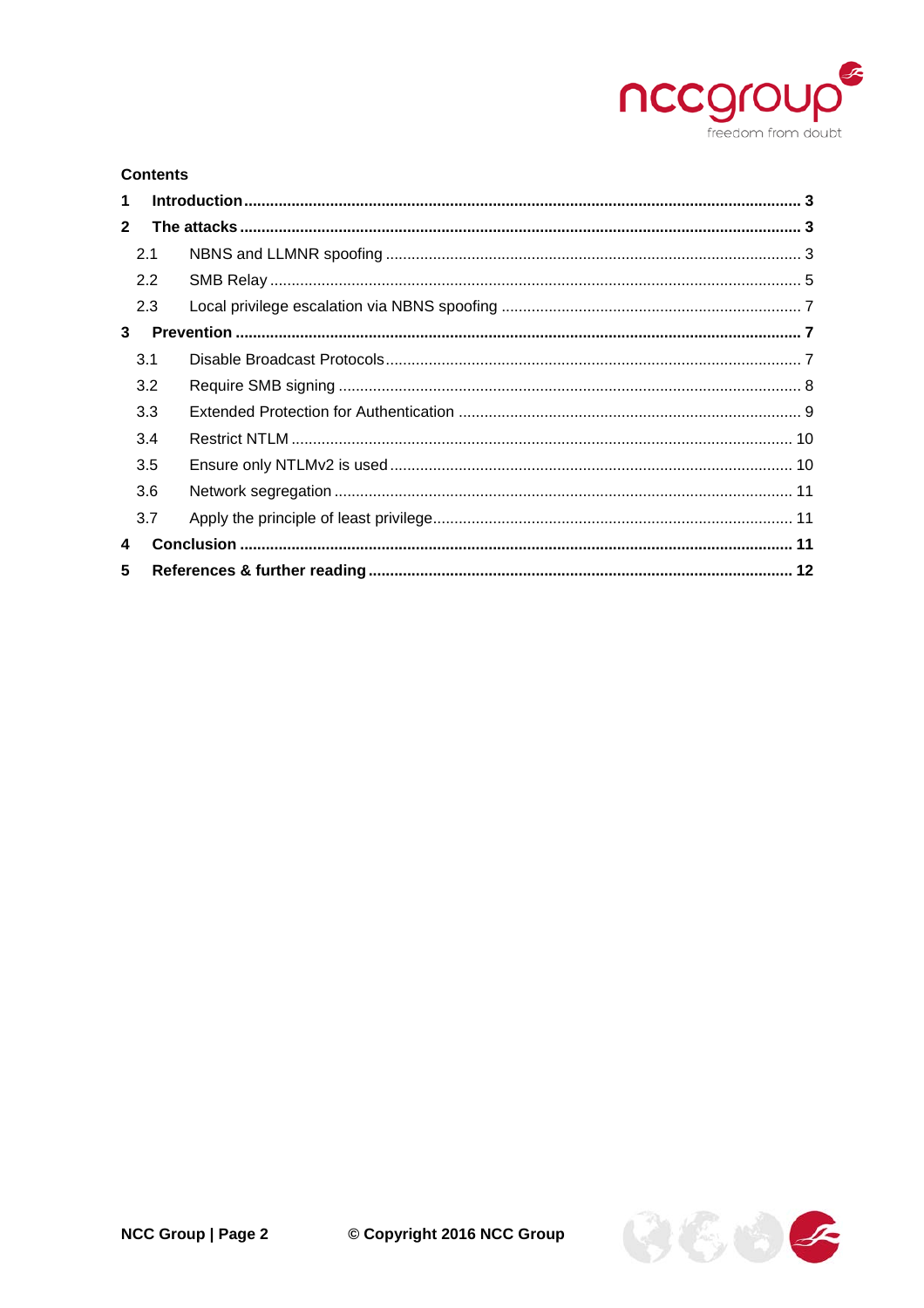**Contents**

| | | |
|---|---|---|
| **1** | **Introduction** | **3** |
| **2** | **The attacks** | **3** |
| 2.1 | NBNS and LLMNR spoofing | 3 |
| 2.2 | SMB Relay | 5 |
| 2.3 | Local privilege escalation via NBNS spoofing | 7 |
| **3** | **Prevention** | **7** |
| 3.1 | Disable Broadcast Protocols | 7 |
| 3.2 | Require SMB signing | 8 |
| 3.3 | Extended Protection for Authentication | 9 |
| 3.4 | Restrict NTLM | 10 |
| 3.5 | Ensure only NTLMv2 is used | 10 |
| 3.6 | Network segregation | 11 |
| 3.7 | Apply the principle of least privilege | 11 |
| **4** | **Conclusion** | **11** |
| **5** | **References & further reading** | **12** |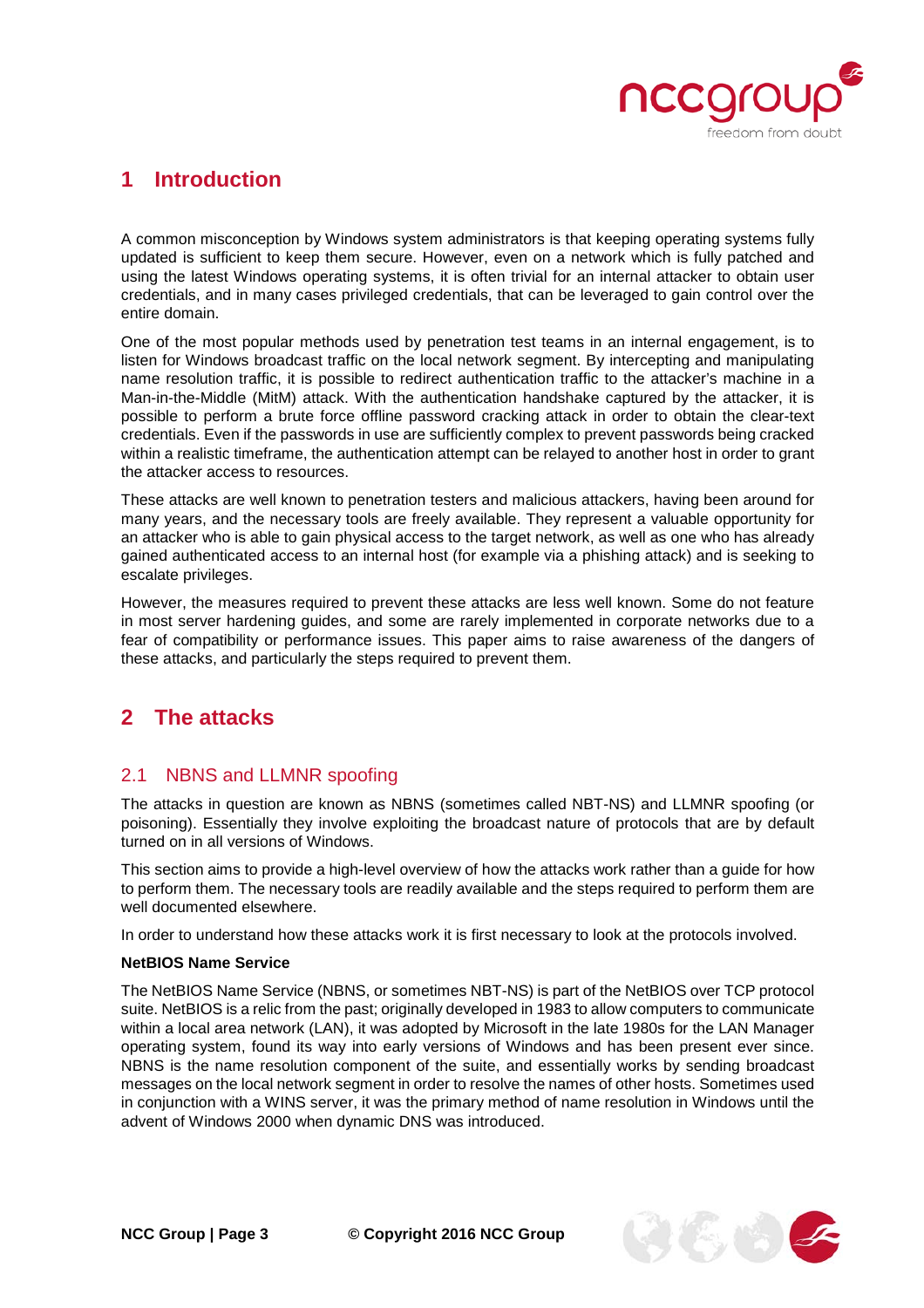# 1 Introduction

A common misconception by Windows system administrators is that keeping operating systems fully updated is sufficient to keep them secure. However, even on a network which is fully patched and using the latest Windows operating systems, it is often trivial for an internal attacker to obtain user credentials, and in many cases privileged credentials, that can be leveraged to gain control over the entire domain.

One of the most popular methods used by penetration test teams in an internal engagement, is to listen for Windows broadcast traffic on the local network segment. By intercepting and manipulating name resolution traffic, it is possible to redirect authentication traffic to the attacker's machine in a Man-in-the-Middle (MitM) attack. With the authentication handshake captured by the attacker, it is possible to perform a brute force offline password cracking attack in order to obtain the clear-text credentials. Even if the passwords in use are sufficiently complex to prevent passwords being cracked within a realistic timeframe, the authentication attempt can be relayed to another host in order to grant the attacker access to resources.

These attacks are well known to penetration testers and malicious attackers, having been around for many years, and the necessary tools are freely available. They represent a valuable opportunity for an attacker who is able to gain physical access to the target network, as well as one who has already gained authenticated access to an internal host (for example via a phishing attack) and is seeking to escalate privileges.

However, the measures required to prevent these attacks are less well known. Some do not feature in most server hardening guides, and some are rarely implemented in corporate networks due to a fear of compatibility or performance issues. This paper aims to raise awareness of the dangers of these attacks, and particularly the steps required to prevent them.

# 2 The attacks

## 2.1 NBNS and LLMNR spoofing

The attacks in question are known as NBNS (sometimes called NBT-NS) and LLMNR spoofing (or poisoning). Essentially they involve exploiting the broadcast nature of protocols that are by default turned on in all versions of Windows.

This section aims to provide a high-level overview of how the attacks work rather than a guide for how to perform them. The necessary tools are readily available and the steps required to perform them are well documented elsewhere.

In order to understand how these attacks work it is first necessary to look at the protocols involved.

**NetBIOS Name Service**

The NetBIOS Name Service (NBNS, or sometimes NBT-NS) is part of the NetBIOS over TCP protocol suite. NetBIOS is a relic from the past; originally developed in 1983 to allow computers to communicate within a local area network (LAN), it was adopted by Microsoft in the late 1980s for the LAN Manager operating system, found its way into early versions of Windows and has been present ever since. NBNS is the name resolution component of the suite, and essentially works by sending broadcast messages on the local network segment in order to resolve the names of other hosts. Sometimes used in conjunction with a WINS server, it was the primary method of name resolution in Windows until the advent of Windows 2000 when dynamic DNS was introduced.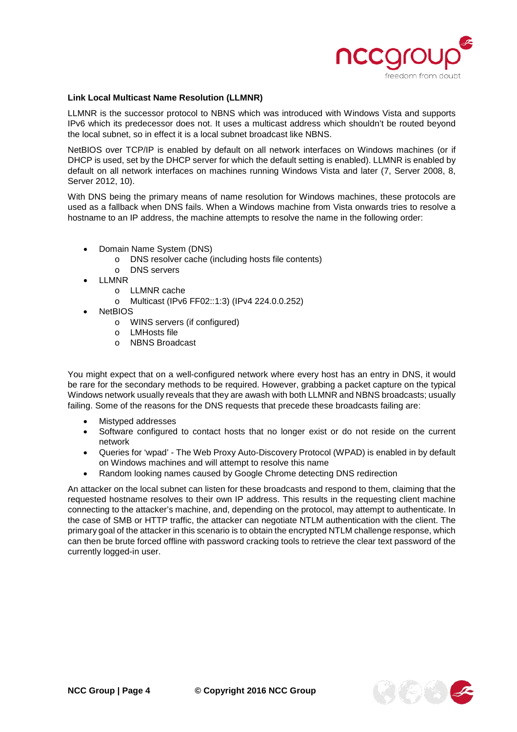**Link Local Multicast Name Resolution (LLMNR)**

LLMNR is the successor protocol to NBNS which was introduced with Windows Vista and supports IPv6 which its predecessor does not. It uses a multicast address which shouldn't be routed beyond the local subnet, so in effect it is a local subnet broadcast like NBNS.

NetBIOS over TCP/IP is enabled by default on all network interfaces on Windows machines (or if DHCP is used, set by the DHCP server for which the default setting is enabled). LLMNR is enabled by default on all network interfaces on machines running Windows Vista and later (7, Server 2008, 8, Server 2012, 10).

With DNS being the primary means of name resolution for Windows machines, these protocols are used as a fallback when DNS fails. When a Windows machine from Vista onwards tries to resolve a hostname to an IP address, the machine attempts to resolve the name in the following order:

- Domain Name System (DNS)
  - DNS resolver cache (including hosts file contents)
  - DNS servers
- LLMNR
  - LLMNR cache
  - Multicast (IPv6 FF02::1:3) (IPv4 224.0.0.252)
- NetBIOS
  - WINS servers (if configured)
  - LMHosts file
  - NBNS Broadcast

You might expect that on a well-configured network where every host has an entry in DNS, it would be rare for the secondary methods to be required. However, grabbing a packet capture on the typical Windows network usually reveals that they are awash with both LLMNR and NBNS broadcasts; usually failing. Some of the reasons for the DNS requests that precede these broadcasts failing are:

- Mistyped addresses
- Software configured to contact hosts that no longer exist or do not reside on the current network
- Queries for 'wpad' - The Web Proxy Auto-Discovery Protocol (WPAD) is enabled in by default on Windows machines and will attempt to resolve this name
- Random looking names caused by Google Chrome detecting DNS redirection

An attacker on the local subnet can listen for these broadcasts and respond to them, claiming that the requested hostname resolves to their own IP address. This results in the requesting client machine connecting to the attacker's machine, and, depending on the protocol, may attempt to authenticate. In the case of SMB or HTTP traffic, the attacker can negotiate NTLM authentication with the client. The primary goal of the attacker in this scenario is to obtain the encrypted NTLM challenge response, which can then be brute forced offline with password cracking tools to retrieve the clear text password of the currently logged-in user.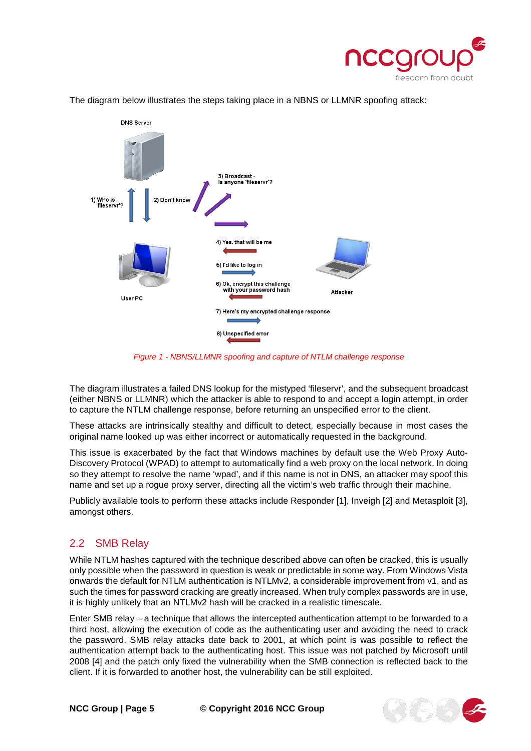The diagram below illustrates the steps taking place in a NBNS or LLMNR spoofing attack:

*Figure 1 - NBNS/LLMNR spoofing and capture of NTLM challenge response*

The diagram illustrates a failed DNS lookup for the mistyped 'fileservr', and the subsequent broadcast (either NBNS or LLMNR) which the attacker is able to respond to and accept a login attempt, in order to capture the NTLM challenge response, before returning an unspecified error to the client.

These attacks are intrinsically stealthy and difficult to detect, especially because in most cases the original name looked up was either incorrect or automatically requested in the background.

This issue is exacerbated by the fact that Windows machines by default use the Web Proxy Auto-Discovery Protocol (WPAD) to attempt to automatically find a web proxy on the local network. In doing so they attempt to resolve the name 'wpad', and if this name is not in DNS, an attacker may spoof this name and set up a rogue proxy server, directing all the victim's web traffic through their machine.

Publicly available tools to perform these attacks include Responder [1], Inveigh [2] and Metasploit [3], amongst others.

## 2.2 SMB Relay

While NTLM hashes captured with the technique described above can often be cracked, this is usually only possible when the password in question is weak or predictable in some way. From Windows Vista onwards the default for NTLM authentication is NTLMv2, a considerable improvement from v1, and as such the times for password cracking are greatly increased. When truly complex passwords are in use, it is highly unlikely that an NTLMv2 hash will be cracked in a realistic timescale.

Enter SMB relay – a technique that allows the intercepted authentication attempt to be forwarded to a third host, allowing the execution of code as the authenticating user and avoiding the need to crack the password. SMB relay attacks date back to 2001, at which point is was possible to reflect the authentication attempt back to the authenticating host. This issue was not patched by Microsoft until 2008 [4] and the patch only fixed the vulnerability when the SMB connection is reflected back to the client. If it is forwarded to another host, the vulnerability can be still exploited.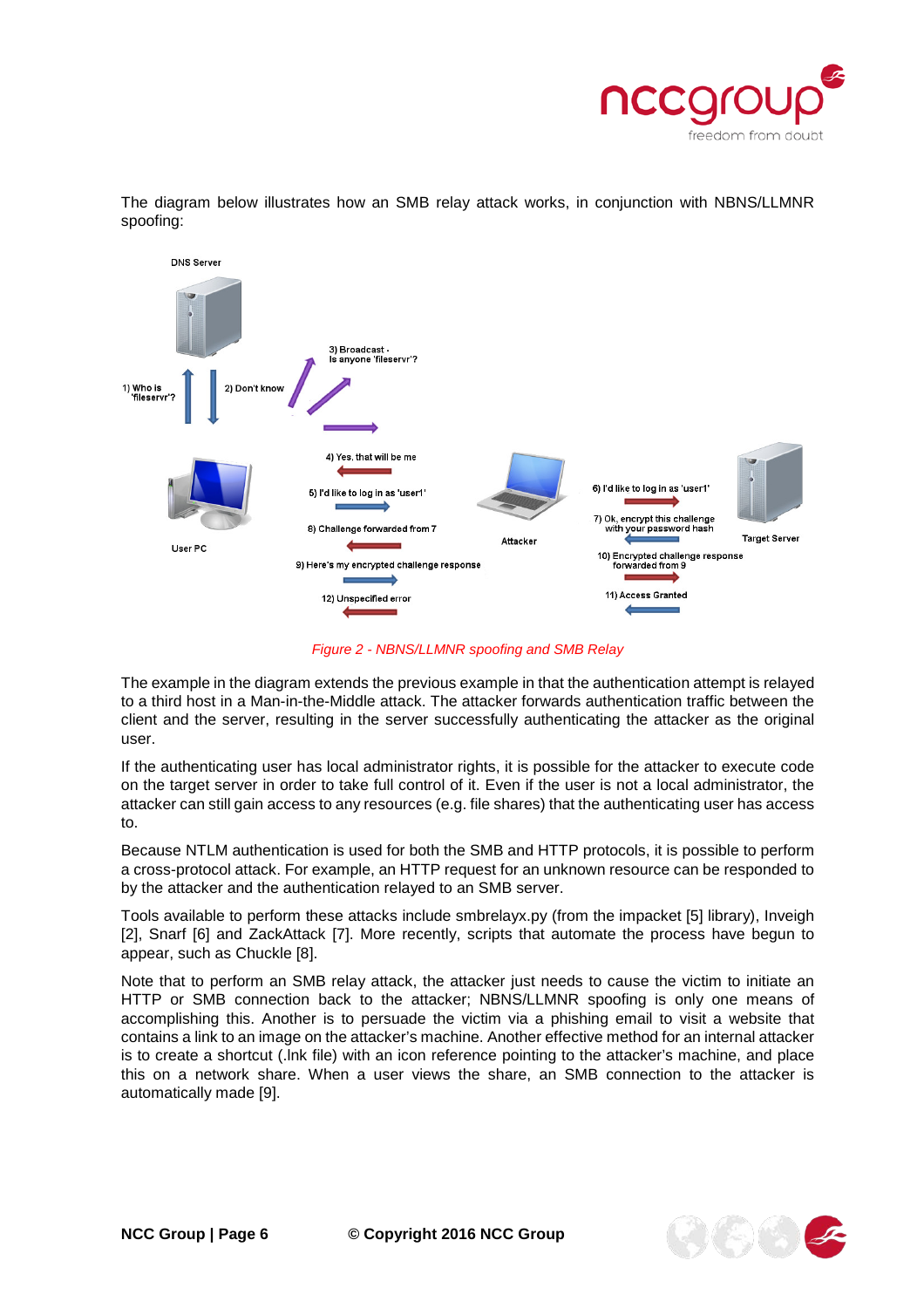The diagram below illustrates how an SMB relay attack works, in conjunction with NBNS/LLMNR spoofing:

*Figure 2 - NBNS/LLMNR spoofing and SMB Relay*

The example in the diagram extends the previous example in that the authentication attempt is relayed to a third host in a Man-in-the-Middle attack. The attacker forwards authentication traffic between the client and the server, resulting in the server successfully authenticating the attacker as the original user.

If the authenticating user has local administrator rights, it is possible for the attacker to execute code on the target server in order to take full control of it. Even if the user is not a local administrator, the attacker can still gain access to any resources (e.g. file shares) that the authenticating user has access to.

Because NTLM authentication is used for both the SMB and HTTP protocols, it is possible to perform a cross-protocol attack. For example, an HTTP request for an unknown resource can be responded to by the attacker and the authentication relayed to an SMB server.

Tools available to perform these attacks include smbrelayx.py (from the impacket [5] library), Inveigh [2], Snarf [6] and ZackAttack [7]. More recently, scripts that automate the process have begun to appear, such as Chuckle [8].

Note that to perform an SMB relay attack, the attacker just needs to cause the victim to initiate an HTTP or SMB connection back to the attacker; NBNS/LLMNR spoofing is only one means of accomplishing this. Another is to persuade the victim via a phishing email to visit a website that contains a link to an image on the attacker's machine. Another effective method for an internal attacker is to create a shortcut (.lnk file) with an icon reference pointing to the attacker's machine, and place this on a network share. When a user views the share, an SMB connection to the attacker is automatically made [9].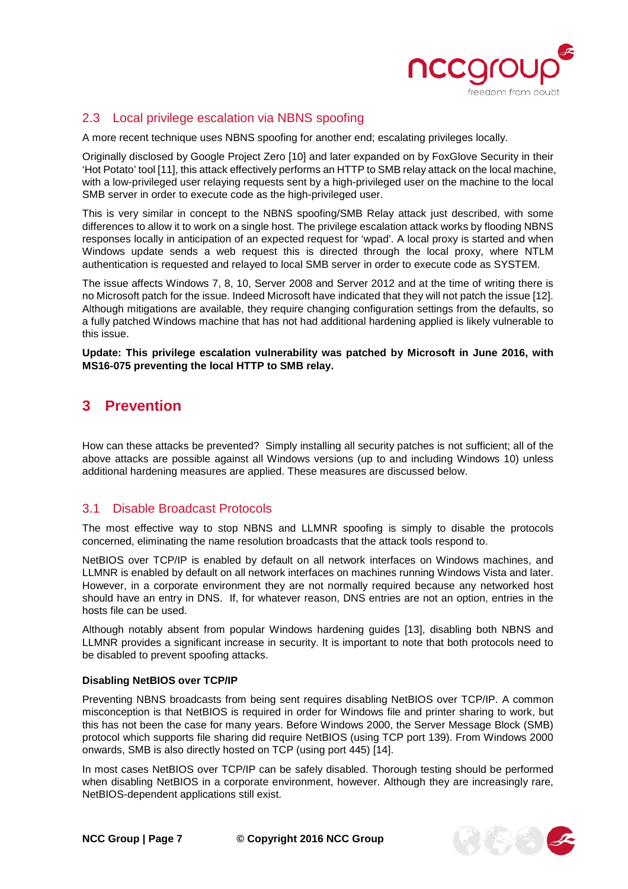## 2.3 Local privilege escalation via NBNS spoofing

A more recent technique uses NBNS spoofing for another end; escalating privileges locally.

Originally disclosed by Google Project Zero [10] and later expanded on by FoxGlove Security in their 'Hot Potato' tool [11], this attack effectively performs an HTTP to SMB relay attack on the local machine, with a low-privileged user relaying requests sent by a high-privileged user on the machine to the local SMB server in order to execute code as the high-privileged user.

This is very similar in concept to the NBNS spoofing/SMB Relay attack just described, with some differences to allow it to work on a single host. The privilege escalation attack works by flooding NBNS responses locally in anticipation of an expected request for 'wpad'. A local proxy is started and when Windows update sends a web request this is directed through the local proxy, where NTLM authentication is requested and relayed to local SMB server in order to execute code as SYSTEM.

The issue affects Windows 7, 8, 10, Server 2008 and Server 2012 and at the time of writing there is no Microsoft patch for the issue. Indeed Microsoft have indicated that they will not patch the issue [12]. Although mitigations are available, they require changing configuration settings from the defaults, so a fully patched Windows machine that has not had additional hardening applied is likely vulnerable to this issue.

**Update: This privilege escalation vulnerability was patched by Microsoft in June 2016, with MS16-075 preventing the local HTTP to SMB relay.**

# 3 Prevention

How can these attacks be prevented? Simply installing all security patches is not sufficient; all of the above attacks are possible against all Windows versions (up to and including Windows 10) unless additional hardening measures are applied. These measures are discussed below.

## 3.1 Disable Broadcast Protocols

The most effective way to stop NBNS and LLMNR spoofing is simply to disable the protocols concerned, eliminating the name resolution broadcasts that the attack tools respond to.

NetBIOS over TCP/IP is enabled by default on all network interfaces on Windows machines, and LLMNR is enabled by default on all network interfaces on machines running Windows Vista and later. However, in a corporate environment they are not normally required because any networked host should have an entry in DNS. If, for whatever reason, DNS entries are not an option, entries in the hosts file can be used.

Although notably absent from popular Windows hardening guides [13], disabling both NBNS and LLMNR provides a significant increase in security. It is important to note that both protocols need to be disabled to prevent spoofing attacks.

#### Disabling NetBIOS over TCP/IP

Preventing NBNS broadcasts from being sent requires disabling NetBIOS over TCP/IP. A common misconception is that NetBIOS is required in order for Windows file and printer sharing to work, but this has not been the case for many years. Before Windows 2000, the Server Message Block (SMB) protocol which supports file sharing did require NetBIOS (using TCP port 139). From Windows 2000 onwards, SMB is also directly hosted on TCP (using port 445) [14].

In most cases NetBIOS over TCP/IP can be safely disabled. Thorough testing should be performed when disabling NetBIOS in a corporate environment, however. Although they are increasingly rare, NetBIOS-dependent applications still exist.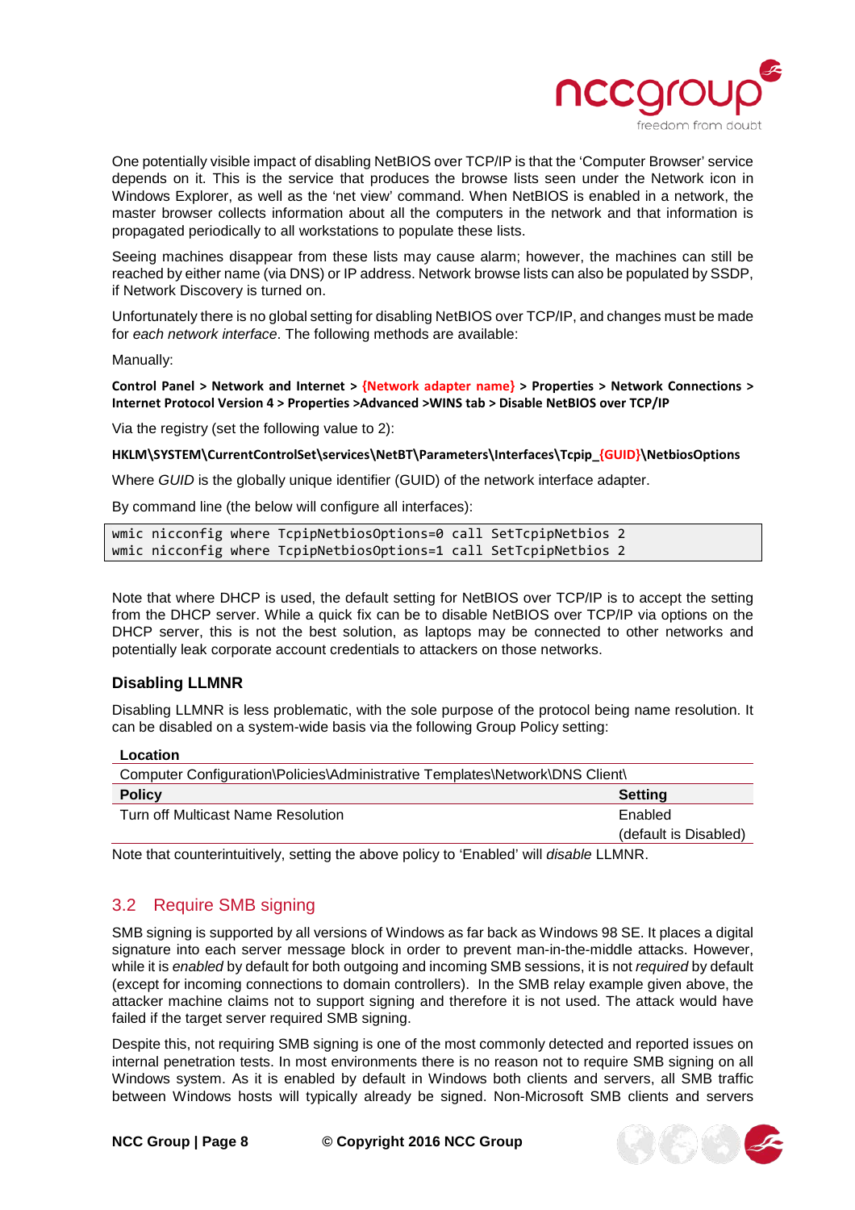One potentially visible impact of disabling NetBIOS over TCP/IP is that the 'Computer Browser' service depends on it. This is the service that produces the browse lists seen under the Network icon in Windows Explorer, as well as the 'net view' command. When NetBIOS is enabled in a network, the master browser collects information about all the computers in the network and that information is propagated periodically to all workstations to populate these lists.

Seeing machines disappear from these lists may cause alarm; however, the machines can still be reached by either name (via DNS) or IP address. Network browse lists can also be populated by SSDP, if Network Discovery is turned on.

Unfortunately there is no global setting for disabling NetBIOS over TCP/IP, and changes must be made for *each network interface*. The following methods are available:

Manually:

**Control Panel > Network and Internet > {Network adapter name} > Properties > Network Connections > Internet Protocol Version 4 > Properties >Advanced >WINS tab > Disable NetBIOS over TCP/IP**

Via the registry (set the following value to 2):

**HKLM\SYSTEM\CurrentControlSet\services\NetBT\Parameters\Interfaces\Tcpip_{GUID}\NetbiosOptions**

Where *GUID* is the globally unique identifier (GUID) of the network interface adapter.

By command line (the below will configure all interfaces):

```
wmic nicconfig where TcpipNetbiosOptions=0 call SetTcpipNetbios 2
wmic nicconfig where TcpipNetbiosOptions=1 call SetTcpipNetbios 2
```

Note that where DHCP is used, the default setting for NetBIOS over TCP/IP is to accept the setting from the DHCP server. While a quick fix can be to disable NetBIOS over TCP/IP via options on the DHCP server, this is not the best solution, as laptops may be connected to other networks and potentially leak corporate account credentials to attackers on those networks.

### Disabling LLMNR

Disabling LLMNR is less problematic, with the sole purpose of the protocol being name resolution. It can be disabled on a system-wide basis via the following Group Policy setting:

| Location | |
|---|---|
| Computer Configuration\Policies\Administrative Templates\Network\DNS Client\ | |
| **Policy** | **Setting** |
| Turn off Multicast Name Resolution | Enabled (default is Disabled) |

Note that counterintuitively, setting the above policy to 'Enabled' will *disable* LLMNR.

## 3.2 Require SMB signing

SMB signing is supported by all versions of Windows as far back as Windows 98 SE. It places a digital signature into each server message block in order to prevent man-in-the-middle attacks. However, while it is *enabled* by default for both outgoing and incoming SMB sessions, it is not *required* by default (except for incoming connections to domain controllers). In the SMB relay example given above, the attacker machine claims not to support signing and therefore it is not used. The attack would have failed if the target server required SMB signing.

Despite this, not requiring SMB signing is one of the most commonly detected and reported issues on internal penetration tests. In most environments there is no reason not to require SMB signing on all Windows system. As it is enabled by default in Windows both clients and servers, all SMB traffic between Windows hosts will typically already be signed. Non-Microsoft SMB clients and servers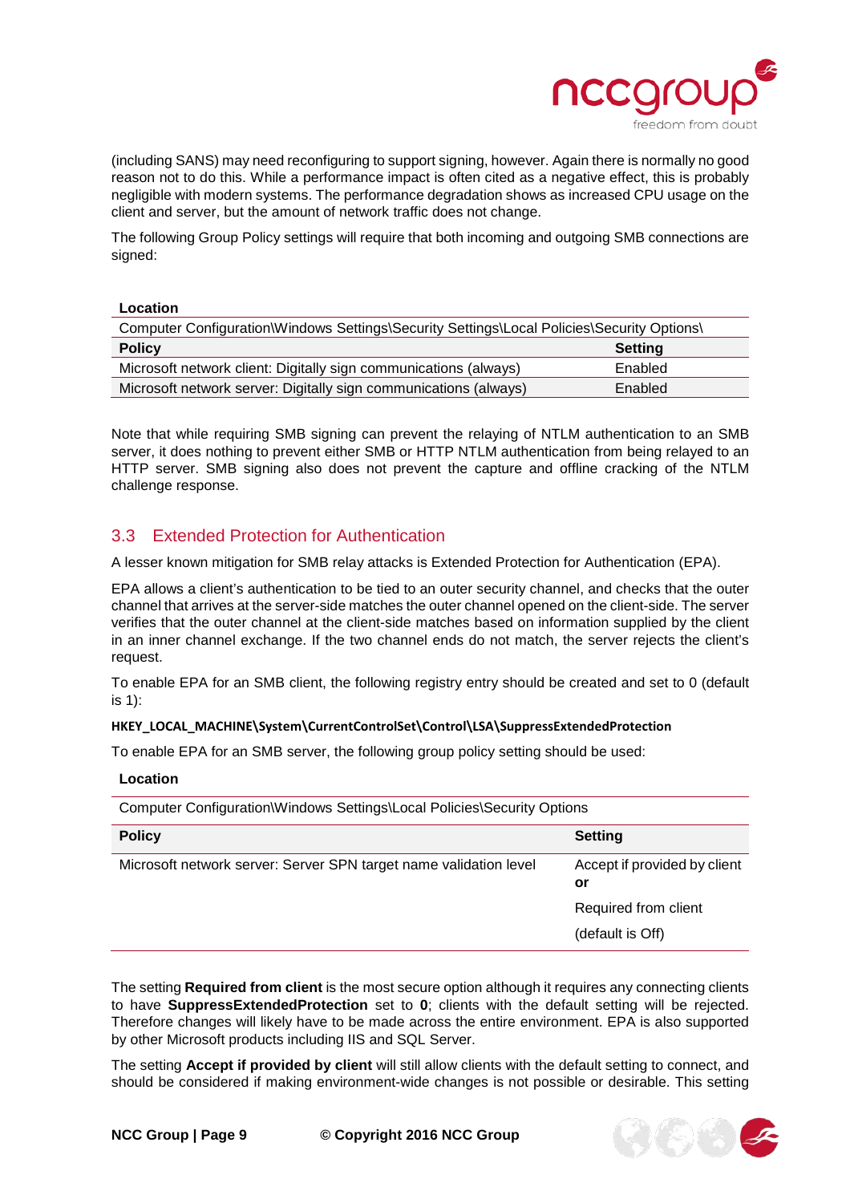(including SANS) may need reconfiguring to support signing, however. Again there is normally no good reason not to do this. While a performance impact is often cited as a negative effect, this is probably negligible with modern systems. The performance degradation shows as increased CPU usage on the client and server, but the amount of network traffic does not change.

The following Group Policy settings will require that both incoming and outgoing SMB connections are signed:

| **Location** | |
|---|---|
| Computer Configuration\Windows Settings\Security Settings\Local Policies\Security Options\ | |
| **Policy** | **Setting** |
| Microsoft network client: Digitally sign communications (always) | Enabled |
| Microsoft network server: Digitally sign communications (always) | Enabled |

Note that while requiring SMB signing can prevent the relaying of NTLM authentication to an SMB server, it does nothing to prevent either SMB or HTTP NTLM authentication from being relayed to an HTTP server. SMB signing also does not prevent the capture and offline cracking of the NTLM challenge response.

## 3.3 Extended Protection for Authentication

A lesser known mitigation for SMB relay attacks is Extended Protection for Authentication (EPA).

EPA allows a client's authentication to be tied to an outer security channel, and checks that the outer channel that arrives at the server-side matches the outer channel opened on the client-side. The server verifies that the outer channel at the client-side matches based on information supplied by the client in an inner channel exchange. If the two channel ends do not match, the server rejects the client's request.

To enable EPA for an SMB client, the following registry entry should be created and set to 0 (default is 1):

**HKEY_LOCAL_MACHINE\System\CurrentControlSet\Control\LSA\SuppressExtendedProtection**

To enable EPA for an SMB server, the following group policy setting should be used:

| **Location** | |
|---|---|
| Computer Configuration\Windows Settings\Local Policies\Security Options | |
| **Policy** | **Setting** |
| Microsoft network server: Server SPN target name validation level | Accept if provided by client **or** Required from client (default is Off) |

The setting **Required from client** is the most secure option although it requires any connecting clients to have **SuppressExtendedProtection** set to **0**; clients with the default setting will be rejected. Therefore changes will likely have to be made across the entire environment. EPA is also supported by other Microsoft products including IIS and SQL Server.

The setting **Accept if provided by client** will still allow clients with the default setting to connect, and should be considered if making environment-wide changes is not possible or desirable. This setting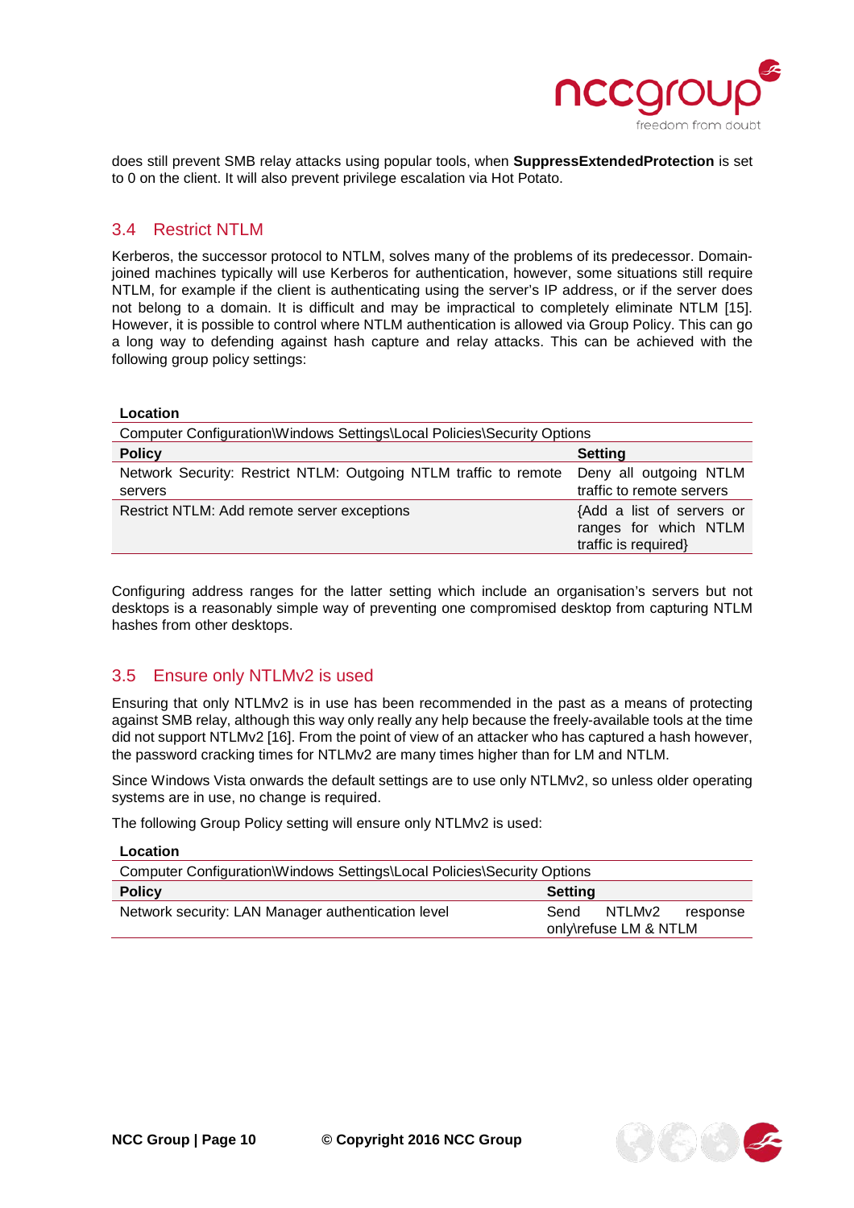does still prevent SMB relay attacks using popular tools, when **SuppressExtendedProtection** is set to 0 on the client. It will also prevent privilege escalation via Hot Potato.

## 3.4 Restrict NTLM

Kerberos, the successor protocol to NTLM, solves many of the problems of its predecessor. Domain-joined machines typically will use Kerberos for authentication, however, some situations still require NTLM, for example if the client is authenticating using the server's IP address, or if the server does not belong to a domain. It is difficult and may be impractical to completely eliminate NTLM [15]. However, it is possible to control where NTLM authentication is allowed via Group Policy. This can go a long way to defending against hash capture and relay attacks. This can be achieved with the following group policy settings:

| **Location** | |
|---|---|
| Computer Configuration\Windows Settings\Local Policies\Security Options | |
| **Policy** | **Setting** |
| Network Security: Restrict NTLM: Outgoing NTLM traffic to remote servers | Deny all outgoing NTLM traffic to remote servers |
| Restrict NTLM: Add remote server exceptions | {Add a list of servers or ranges for which NTLM traffic is required} |

Configuring address ranges for the latter setting which include an organisation's servers but not desktops is a reasonably simple way of preventing one compromised desktop from capturing NTLM hashes from other desktops.

## 3.5 Ensure only NTLMv2 is used

Ensuring that only NTLMv2 is in use has been recommended in the past as a means of protecting against SMB relay, although this way only really any help because the freely-available tools at the time did not support NTLMv2 [16]. From the point of view of an attacker who has captured a hash however, the password cracking times for NTLMv2 are many times higher than for LM and NTLM.

Since Windows Vista onwards the default settings are to use only NTLMv2, so unless older operating systems are in use, no change is required.

The following Group Policy setting will ensure only NTLMv2 is used:

| **Location** | |
|---|---|
| Computer Configuration\Windows Settings\Local Policies\Security Options | |
| **Policy** | **Setting** |
| Network security: LAN Manager authentication level | Send NTLMv2 response only\refuse LM & NTLM |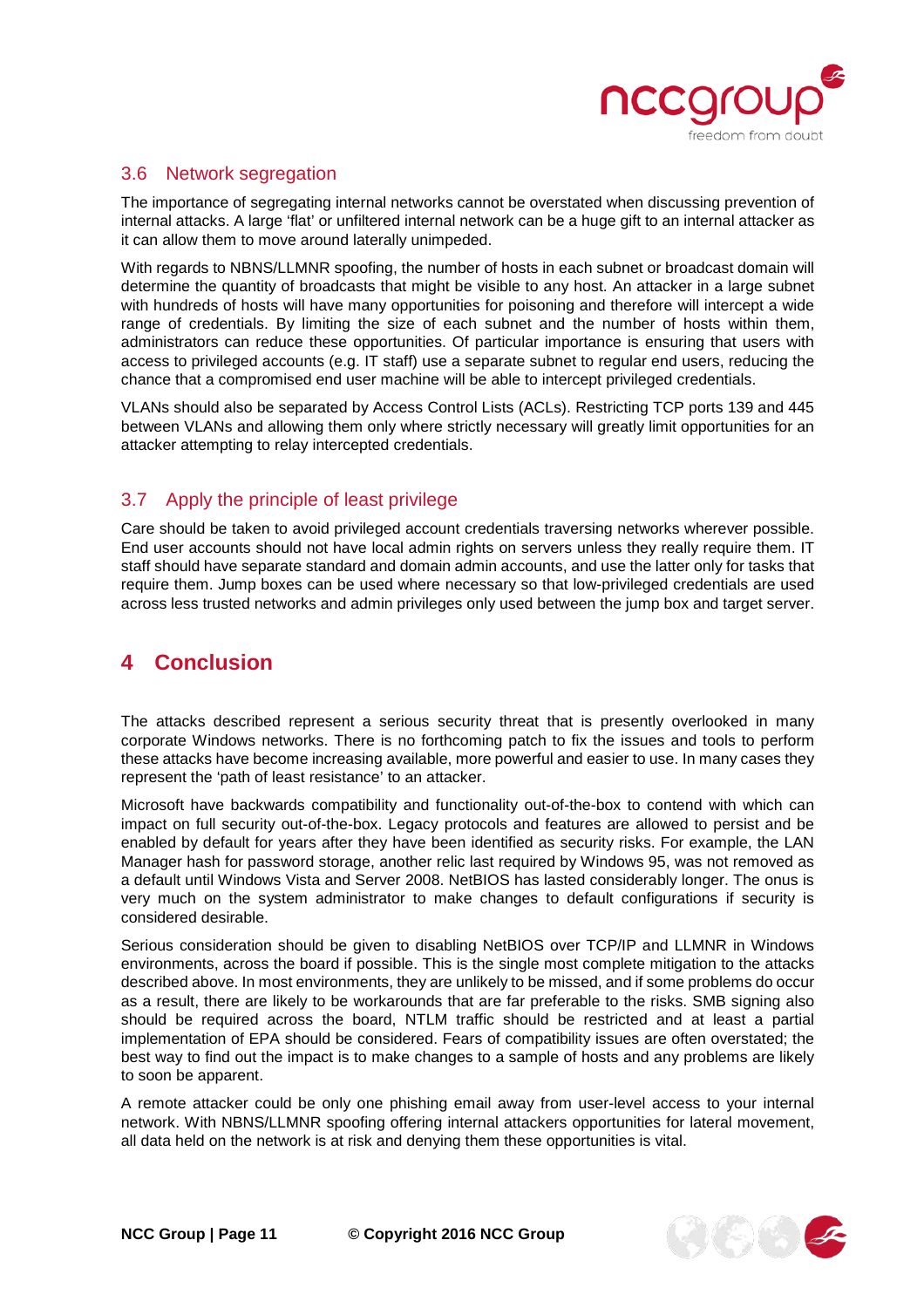## 3.6 Network segregation

The importance of segregating internal networks cannot be overstated when discussing prevention of internal attacks. A large 'flat' or unfiltered internal network can be a huge gift to an internal attacker as it can allow them to move around laterally unimpeded.

With regards to NBNS/LLMNR spoofing, the number of hosts in each subnet or broadcast domain will determine the quantity of broadcasts that might be visible to any host. An attacker in a large subnet with hundreds of hosts will have many opportunities for poisoning and therefore will intercept a wide range of credentials. By limiting the size of each subnet and the number of hosts within them, administrators can reduce these opportunities. Of particular importance is ensuring that users with access to privileged accounts (e.g. IT staff) use a separate subnet to regular end users, reducing the chance that a compromised end user machine will be able to intercept privileged credentials.

VLANs should also be separated by Access Control Lists (ACLs). Restricting TCP ports 139 and 445 between VLANs and allowing them only where strictly necessary will greatly limit opportunities for an attacker attempting to relay intercepted credentials.

## 3.7 Apply the principle of least privilege

Care should be taken to avoid privileged account credentials traversing networks wherever possible. End user accounts should not have local admin rights on servers unless they really require them. IT staff should have separate standard and domain admin accounts, and use the latter only for tasks that require them. Jump boxes can be used where necessary so that low-privileged credentials are used across less trusted networks and admin privileges only used between the jump box and target server.

# 4 Conclusion

The attacks described represent a serious security threat that is presently overlooked in many corporate Windows networks. There is no forthcoming patch to fix the issues and tools to perform these attacks have become increasing available, more powerful and easier to use. In many cases they represent the 'path of least resistance' to an attacker.

Microsoft have backwards compatibility and functionality out-of-the-box to contend with which can impact on full security out-of-the-box. Legacy protocols and features are allowed to persist and be enabled by default for years after they have been identified as security risks. For example, the LAN Manager hash for password storage, another relic last required by Windows 95, was not removed as a default until Windows Vista and Server 2008. NetBIOS has lasted considerably longer. The onus is very much on the system administrator to make changes to default configurations if security is considered desirable.

Serious consideration should be given to disabling NetBIOS over TCP/IP and LLMNR in Windows environments, across the board if possible. This is the single most complete mitigation to the attacks described above. In most environments, they are unlikely to be missed, and if some problems do occur as a result, there are likely to be workarounds that are far preferable to the risks. SMB signing also should be required across the board, NTLM traffic should be restricted and at least a partial implementation of EPA should be considered. Fears of compatibility issues are often overstated; the best way to find out the impact is to make changes to a sample of hosts and any problems are likely to soon be apparent.

A remote attacker could be only one phishing email away from user-level access to your internal network. With NBNS/LLMNR spoofing offering internal attackers opportunities for lateral movement, all data held on the network is at risk and denying them these opportunities is vital.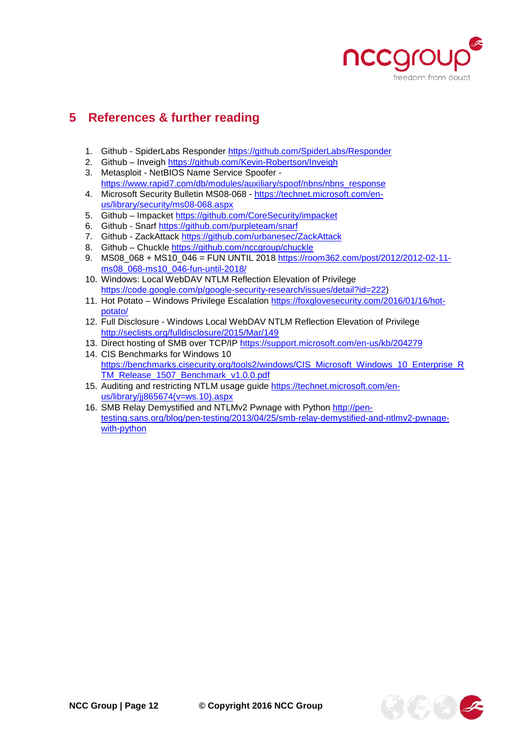## 5 References & further reading

1. Github - SpiderLabs Responder https://github.com/SpiderLabs/Responder
2. Github – Inveigh https://github.com/Kevin-Robertson/Inveigh
3. Metasploit - NetBIOS Name Service Spoofer - https://www.rapid7.com/db/modules/auxiliary/spoof/nbns/nbns_response
4. Microsoft Security Bulletin MS08-068 - https://technet.microsoft.com/en-us/library/security/ms08-068.aspx
5. Github – Impacket https://github.com/CoreSecurity/impacket
6. Github - Snarf https://github.com/purpleteam/snarf
7. Github - ZackAttack https://github.com/urbanesec/ZackAttack
8. Github – Chuckle https://github.com/nccgroup/chuckle
9. MS08_068 + MS10_046 = FUN UNTIL 2018 https://room362.com/post/2012/2012-02-11-ms08_068-ms10_046-fun-until-2018/
10. Windows: Local WebDAV NTLM Reflection Elevation of Privilege https://code.google.com/p/google-security-research/issues/detail?id=222)
11. Hot Potato – Windows Privilege Escalation https://foxglovesecurity.com/2016/01/16/hot-potato/
12. Full Disclosure - Windows Local WebDAV NTLM Reflection Elevation of Privilege http://seclists.org/fulldisclosure/2015/Mar/149
13. Direct hosting of SMB over TCP/IP https://support.microsoft.com/en-us/kb/204279
14. CIS Benchmarks for Windows 10 https://benchmarks.cisecurity.org/tools2/windows/CIS_Microsoft_Windows_10_Enterprise_RTM_Release_1507_Benchmark_v1.0.0.pdf
15. Auditing and restricting NTLM usage guide https://technet.microsoft.com/en-us/library/jj865674(v=ws.10).aspx
16. SMB Relay Demystified and NTLMv2 Pwnage with Python http://pen-testing.sans.org/blog/pen-testing/2013/04/25/smb-relay-demystified-and-ntlmv2-pwnage-with-python